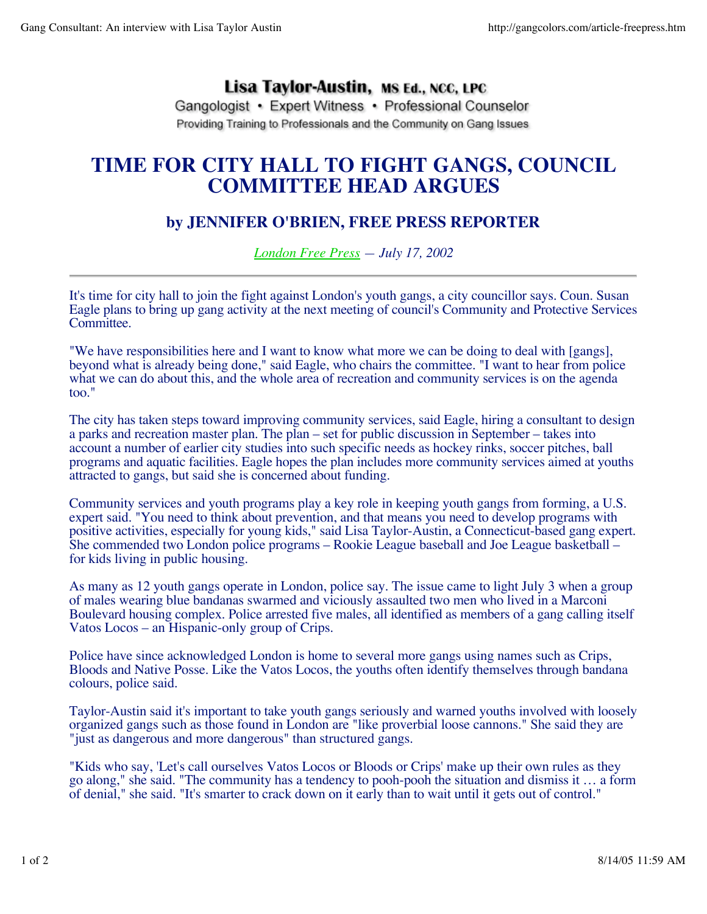**Lisa Taylor-Austin, MS Ed., NCC, LPC**

Gangologist • Expert Witness • Professional Counselor

Providing Training to Professionals and the Community on Gang Issues

# TIME FOR CITY HALL TO FIGHT GANGS, COUNCIL COMMITTEE HEAD ARGUES

## by JENNIFER O'BRIEN, FREE PRESS REPORTER

*London Free Press — July 17, 2002*

---

It's time for city hall to join the fight against London's youth gangs, a city councillor says. Coun. Susan Eagle plans to bring up gang activity at the next meeting of council's Community and Protective Services Committee.

"We have responsibilities here and I want to know what more we can be doing to deal with [gangs], beyond what is already being done," said Eagle, who chairs the committee. "I want to hear from police what we can do about this, and the whole area of recreation and community services is on the agenda too."

The city has taken steps toward improving community services, said Eagle, hiring a consultant to design a parks and recreation master plan. The plan – set for public discussion in September – takes into account a number of earlier city studies into such specific needs as hockey rinks, soccer pitches, ball programs and aquatic facilities. Eagle hopes the plan includes more community services aimed at youths attracted to gangs, but said she is concerned about funding.

Community services and youth programs play a key role in keeping youth gangs from forming, a U.S. expert said. "You need to think about prevention, and that means you need to develop programs with positive activities, especially for young kids," said Lisa Taylor-Austin, a Connecticut-based gang expert. She commended two London police programs – Rookie League baseball and Joe League basketball – for kids living in public housing.

As many as 12 youth gangs operate in London, police say. The issue came to light July 3 when a group of males wearing blue bandanas swarmed and viciously assaulted two men who lived in a Marconi Boulevard housing complex. Police arrested five males, all identified as members of a gang calling itself Vatos Locos – an Hispanic-only group of Crips.

Police have since acknowledged London is home to several more gangs using names such as Crips, Bloods and Native Posse. Like the Vatos Locos, the youths often identify themselves through bandana colours, police said.

Taylor-Austin said it's important to take youth gangs seriously and warned youths involved with loosely organized gangs such as those found in London are "like proverbial loose cannons." She said they are "just as dangerous and more dangerous" than structured gangs.

"Kids who say, 'Let's call ourselves Vatos Locos or Bloods or Crips' make up their own rules as they go along," she said. "The community has a tendency to pooh-pooh the situation and dismiss it … a form of denial," she said. "It's smarter to crack down on it early than to wait until it gets out of control."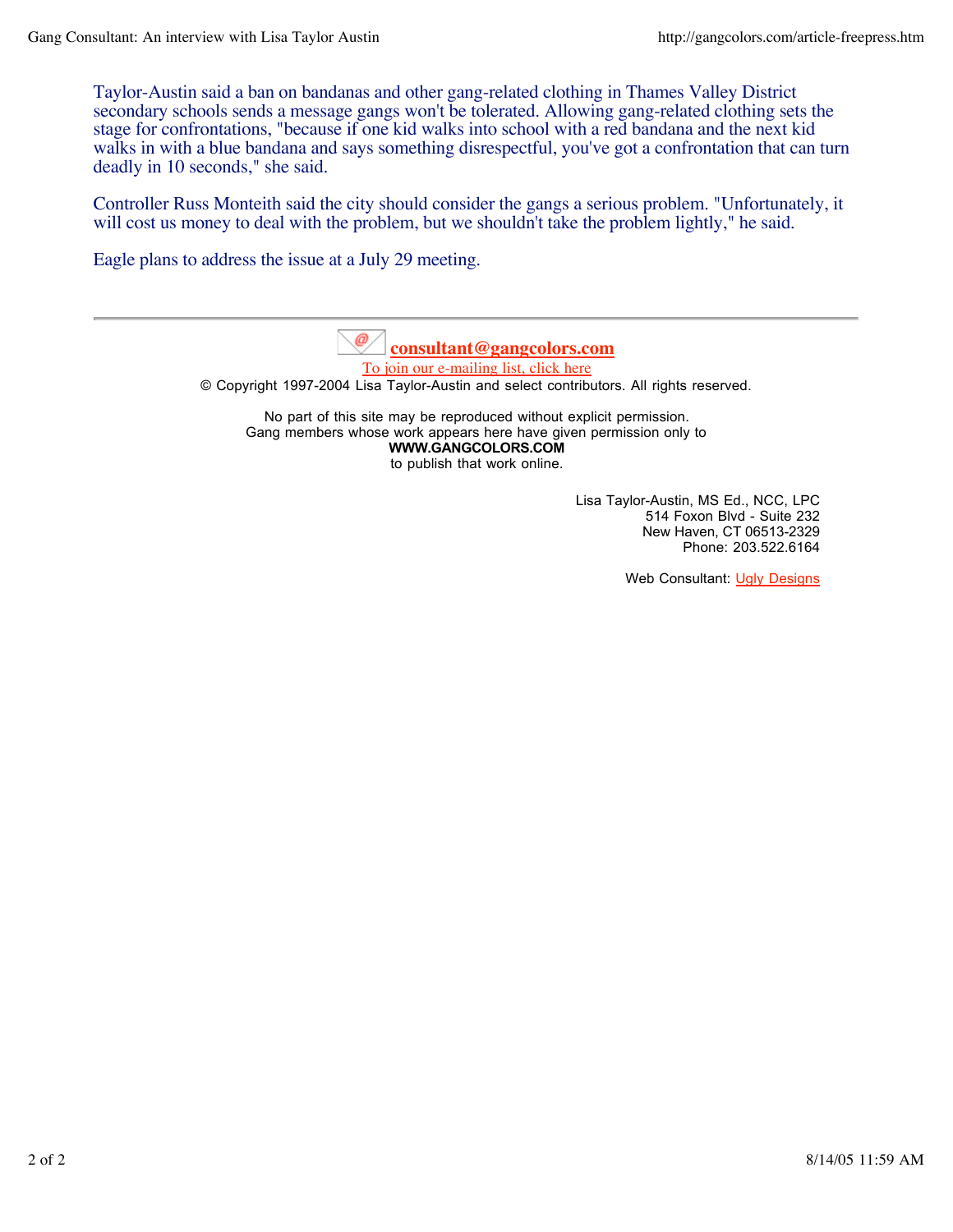Taylor-Austin said a ban on bandanas and other gang-related clothing in Thames Valley District secondary schools sends a message gangs won't be tolerated. Allowing gang-related clothing sets the stage for confrontations, "because if one kid walks into school with a red bandana and the next kid walks in with a blue bandana and says something disrespectful, you've got a confrontation that can turn deadly in 10 seconds," she said.

Controller Russ Monteith said the city should consider the gangs a serious problem. "Unfortunately, it will cost us money to deal with the problem, but we shouldn't take the problem lightly," he said.

Eagle plans to address the issue at a July 29 meeting.

---

**consultant@gangcolors.com**

To join our e-mailing list, click here

© Copyright 1997-2004 Lisa Taylor-Austin and select contributors. All rights reserved.

No part of this site may be reproduced without explicit permission.
Gang members whose work appears here have given permission only to
**WWW.GANGCOLORS.COM**
to publish that work online.

Lisa Taylor-Austin, MS Ed., NCC, LPC
514 Foxon Blvd - Suite 232
New Haven, CT 06513-2329
Phone: 203.522.6164

Web Consultant: Ugly Designs